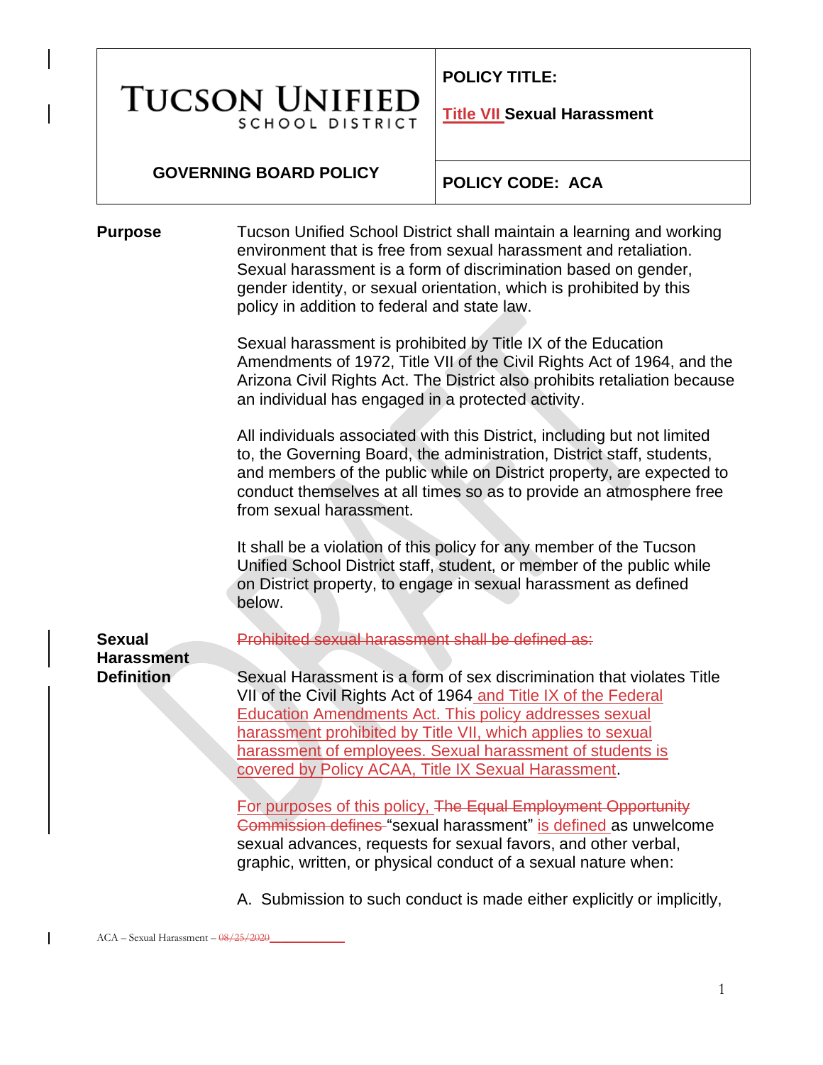# TUCSON UNIFIED SCHOOL DISTRICT

**GOVERNING BOARD POLICY**

**POLICY TITLE:**

**Title VII Sexual Harassment**

**POLICY CODE: ACA**

**Purpose**

Tucson Unified School District shall maintain a learning and working environment that is free from sexual harassment and retaliation. Sexual harassment is a form of discrimination based on gender, gender identity, or sexual orientation, which is prohibited by this policy in addition to federal and state law.

Sexual harassment is prohibited by Title IX of the Education Amendments of 1972, Title VII of the Civil Rights Act of 1964, and the Arizona Civil Rights Act. The District also prohibits retaliation because an individual has engaged in a protected activity.

All individuals associated with this District, including but not limited to, the Governing Board, the administration, District staff, students, and members of the public while on District property, are expected to conduct themselves at all times so as to provide an atmosphere free from sexual harassment.

It shall be a violation of this policy for any member of the Tucson Unified School District staff, student, or member of the public while on District property, to engage in sexual harassment as defined below.

**Sexual Harassment Definition**

~~Prohibited sexual harassment shall be defined as:~~

Sexual Harassment is a form of sex discrimination that violates Title VII of the Civil Rights Act of 1964 and Title IX of the Federal Education Amendments Act. This policy addresses sexual harassment prohibited by Title VII, which applies to sexual harassment of employees. Sexual harassment of students is covered by Policy ACAA, Title IX Sexual Harassment.

For purposes of this policy, ~~The Equal Employment Opportunity Commission defines~~ "sexual harassment" is defined as unwelcome sexual advances, requests for sexual favors, and other verbal, graphic, written, or physical conduct of a sexual nature when:

A. Submission to such conduct is made either explicitly or implicitly,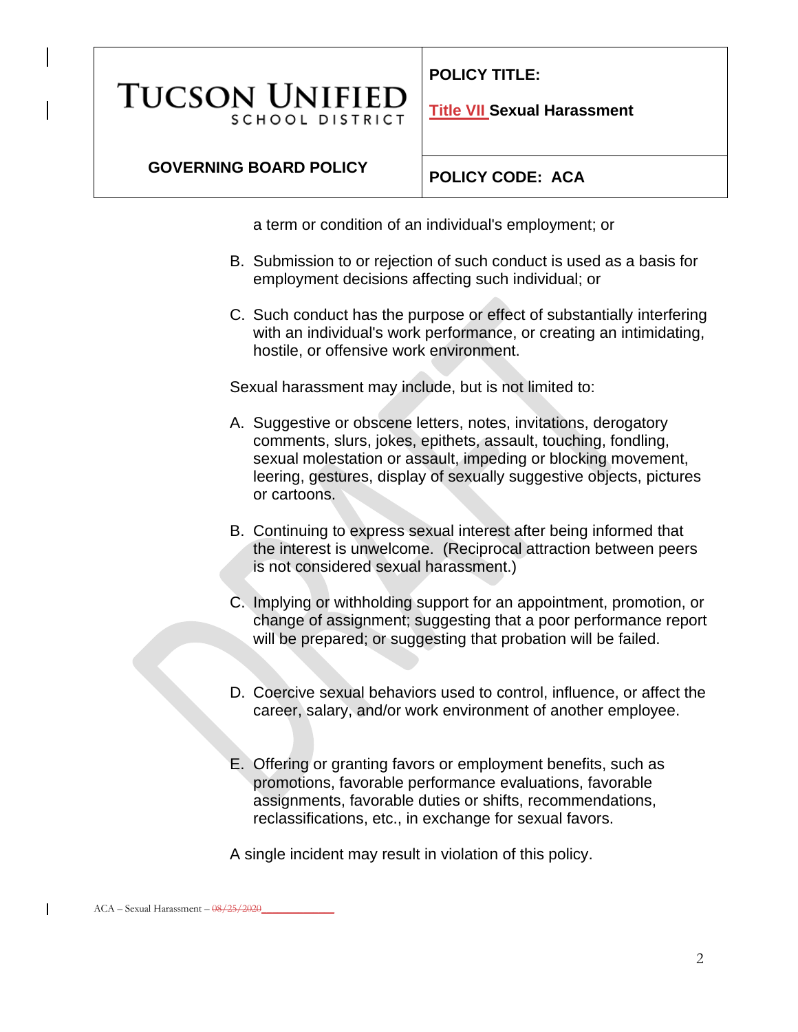a term or condition of an individual's employment; or

B. Submission to or rejection of such conduct is used as a basis for employment decisions affecting such individual; or

C. Such conduct has the purpose or effect of substantially interfering with an individual's work performance, or creating an intimidating, hostile, or offensive work environment.

Sexual harassment may include, but is not limited to:

A. Suggestive or obscene letters, notes, invitations, derogatory comments, slurs, jokes, epithets, assault, touching, fondling, sexual molestation or assault, impeding or blocking movement, leering, gestures, display of sexually suggestive objects, pictures or cartoons.

B. Continuing to express sexual interest after being informed that the interest is unwelcome. (Reciprocal attraction between peers is not considered sexual harassment.)

C. Implying or withholding support for an appointment, promotion, or change of assignment; suggesting that a poor performance report will be prepared; or suggesting that probation will be failed.

D. Coercive sexual behaviors used to control, influence, or affect the career, salary, and/or work environment of another employee.

E. Offering or granting favors or employment benefits, such as promotions, favorable performance evaluations, favorable assignments, favorable duties or shifts, recommendations, reclassifications, etc., in exchange for sexual favors.

A single incident may result in violation of this policy.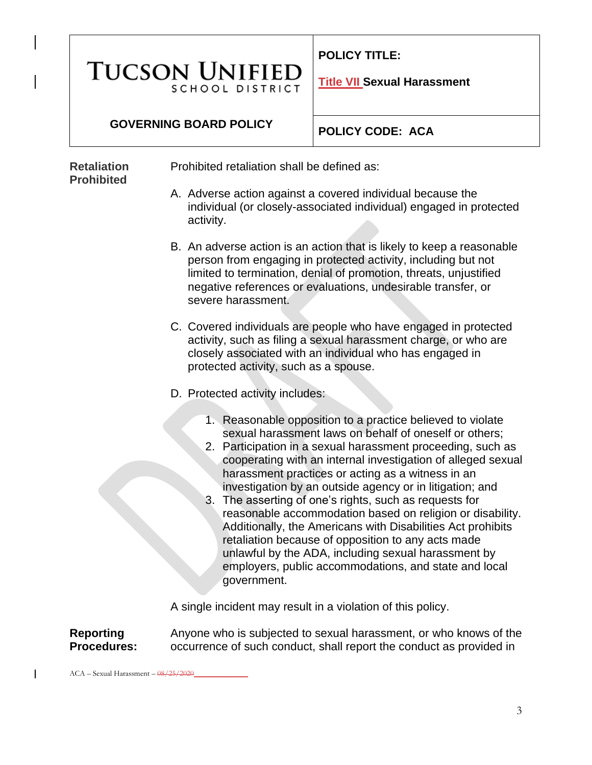**Retaliation Prohibited**

Prohibited retaliation shall be defined as:

A. Adverse action against a covered individual because the individual (or closely-associated individual) engaged in protected activity.

B. An adverse action is an action that is likely to keep a reasonable person from engaging in protected activity, including but not limited to termination, denial of promotion, threats, unjustified negative references or evaluations, undesirable transfer, or severe harassment.

C. Covered individuals are people who have engaged in protected activity, such as filing a sexual harassment charge, or who are closely associated with an individual who has engaged in protected activity, such as a spouse.

D. Protected activity includes:

   1. Reasonable opposition to a practice believed to violate sexual harassment laws on behalf of oneself or others;
   2. Participation in a sexual harassment proceeding, such as cooperating with an internal investigation of alleged sexual harassment practices or acting as a witness in an investigation by an outside agency or in litigation; and
   3. The asserting of one's rights, such as requests for reasonable accommodation based on religion or disability. Additionally, the Americans with Disabilities Act prohibits retaliation because of opposition to any acts made unlawful by the ADA, including sexual harassment by employers, public accommodations, and state and local government.

A single incident may result in a violation of this policy.

**Reporting Procedures:**

Anyone who is subjected to sexual harassment, or who knows of the occurrence of such conduct, shall report the conduct as provided in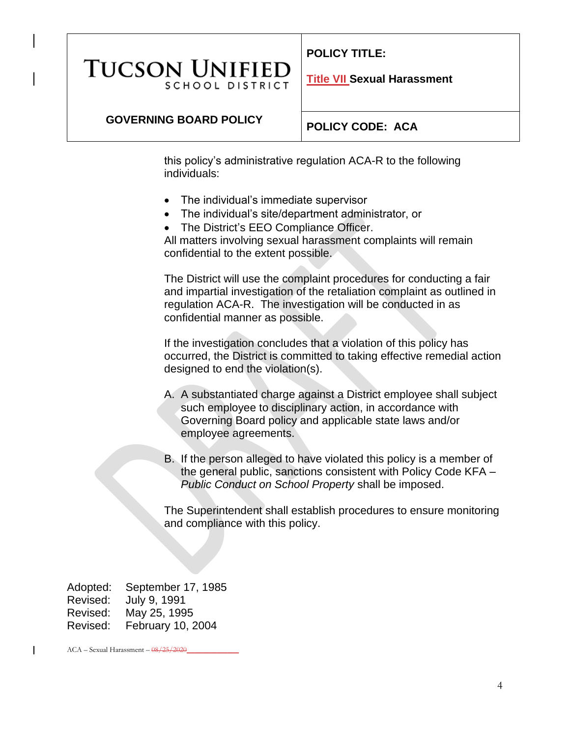this policy's administrative regulation ACA-R to the following individuals:

- The individual's immediate supervisor
- The individual's site/department administrator, or
- The District's EEO Compliance Officer.

All matters involving sexual harassment complaints will remain confidential to the extent possible.

The District will use the complaint procedures for conducting a fair and impartial investigation of the retaliation complaint as outlined in regulation ACA-R. The investigation will be conducted in as confidential manner as possible.

If the investigation concludes that a violation of this policy has occurred, the District is committed to taking effective remedial action designed to end the violation(s).

A. A substantiated charge against a District employee shall subject such employee to disciplinary action, in accordance with Governing Board policy and applicable state laws and/or employee agreements.

B. If the person alleged to have violated this policy is a member of the general public, sanctions consistent with Policy Code KFA – *Public Conduct on School Property* shall be imposed.

The Superintendent shall establish procedures to ensure monitoring and compliance with this policy.

Adopted: September 17, 1985
Revised: July 9, 1991
Revised: May 25, 1995
Revised: February 10, 2004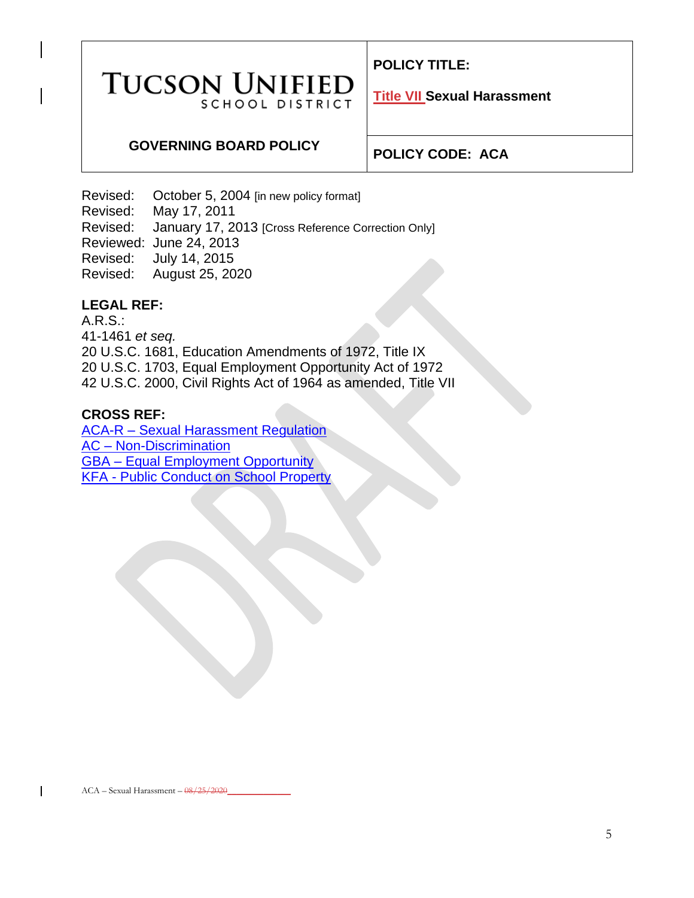| | |
|---|---|
| **TUCSON UNIFIED** SCHOOL DISTRICT | **POLICY TITLE:** **Title VII Sexual Harassment** |
| **GOVERNING BOARD POLICY** | **POLICY CODE: ACA** |

Revised: October 5, 2004 [in new policy format]
Revised: May 17, 2011
Revised: January 17, 2013 [Cross Reference Correction Only]
Reviewed: June 24, 2013
Revised: July 14, 2015
Revised: August 25, 2020

**LEGAL REF:**
A.R.S.:
41-1461 *et seq.*
20 U.S.C. 1681, Education Amendments of 1972, Title IX
20 U.S.C. 1703, Equal Employment Opportunity Act of 1972
42 U.S.C. 2000, Civil Rights Act of 1964 as amended, Title VII

**CROSS REF:**
ACA-R – Sexual Harassment Regulation
AC – Non-Discrimination
GBA – Equal Employment Opportunity
KFA - Public Conduct on School Property

ACA – Sexual Harassment – ~~08/25/2020~~